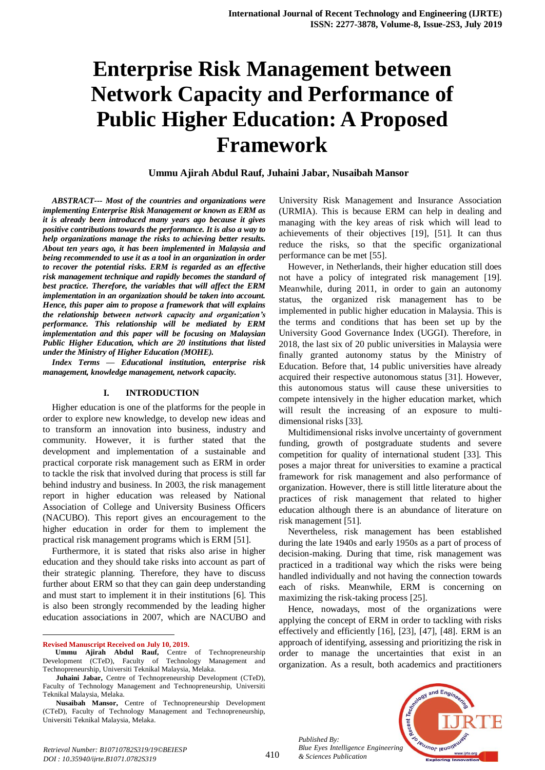# Enterprise Risk Management between Network Capacity and Performance of Public Higher Education: A Proposed Framework

**Ummu Ajirah Abdul Rauf, Juhaini Jabar, Nusaibah Mansor**

***ABSTRACT--- Most of the countries and organizations were implementing Enterprise Risk Management or known as ERM as it is already been introduced many years ago because it gives positive contributions towards the performance. It is also a way to help organizations manage the risks to achieving better results. About ten years ago, it has been implemented in Malaysia and being recommended to use it as a tool in an organization in order to recover the potential risks. ERM is regarded as an effective risk management technique and rapidly becomes the standard of best practice. Therefore, the variables that will affect the ERM implementation in an organization should be taken into account. Hence, this paper aim to propose a framework that will explains the relationship between network capacity and organization's performance. This relationship will be mediated by ERM implementation and this paper will be focusing on Malaysian Public Higher Education, which are 20 institutions that listed under the Ministry of Higher Education (MOHE).***

***Index Terms — Educational institution, enterprise risk management, knowledge management, network capacity.***

## I. INTRODUCTION

Higher education is one of the platforms for the people in order to explore new knowledge, to develop new ideas and to transform an innovation into business, industry and community. However, it is further stated that the development and implementation of a sustainable and practical corporate risk management such as ERM in order to tackle the risk that involved during that process is still far behind industry and business. In 2003, the risk management report in higher education was released by National Association of College and University Business Officers (NACUBO). This report gives an encouragement to the higher education in order for them to implement the practical risk management programs which is ERM [51].

Furthermore, it is stated that risks also arise in higher education and they should take risks into account as part of their strategic planning. Therefore, they have to discuss further about ERM so that they can gain deep understanding and must start to implement it in their institutions [6]. This is also been strongly recommended by the leading higher education associations in 2007, which are NACUBO and University Risk Management and Insurance Association (URMIA). This is because ERM can help in dealing and managing with the key areas of risk which will lead to achievements of their objectives [19], [51]. It can thus reduce the risks, so that the specific organizational performance can be met [55].

However, in Netherlands, their higher education still does not have a policy of integrated risk management [19]. Meanwhile, during 2011, in order to gain an autonomy status, the organized risk management has to be implemented in public higher education in Malaysia. This is the terms and conditions that has been set up by the University Good Governance Index (UGGI). Therefore, in 2018, the last six of 20 public universities in Malaysia were finally granted autonomy status by the Ministry of Education. Before that, 14 public universities have already acquired their respective autonomous status [31]. However, this autonomous status will cause these universities to compete intensively in the higher education market, which will result the increasing of an exposure to multi-dimensional risks [33].

Multidimensional risks involve uncertainty of government funding, growth of postgraduate students and severe competition for quality of international student [33]. This poses a major threat for universities to examine a practical framework for risk management and also performance of organization. However, there is still little literature about the practices of risk management that related to higher education although there is an abundance of literature on risk management [51].

Nevertheless, risk management has been established during the late 1940s and early 1950s as a part of process of decision-making. During that time, risk management was practiced in a traditional way which the risks were being handled individually and not having the connection towards each of risks. Meanwhile, ERM is concerning on maximizing the risk-taking process [25].

Hence, nowadays, most of the organizations were applying the concept of ERM in order to tackling with risks effectively and efficiently [16], [23], [47], [48]. ERM is an approach of identifying, assessing and prioritizing the risk in order to manage the uncertainties that exist in an organization. As a result, both academics and practitioners

---

**Revised Manuscript Received on July 10, 2019.**

**Ummu Ajirah Abdul Rauf,** Centre of Technopreneurship Development (CTeD), Faculty of Technology Management and Technopreneurship, Universiti Teknikal Malaysia, Melaka.

**Juhaini Jabar,** Centre of Technopreneurship Development (CTeD), Faculty of Technology Management and Technopreneurship, Universiti Teknikal Malaysia, Melaka.

**Nusaibah Mansor,** Centre of Technopreneurship Development (CTeD), Faculty of Technology Management and Technopreneurship, Universiti Teknikal Malaysia, Melaka.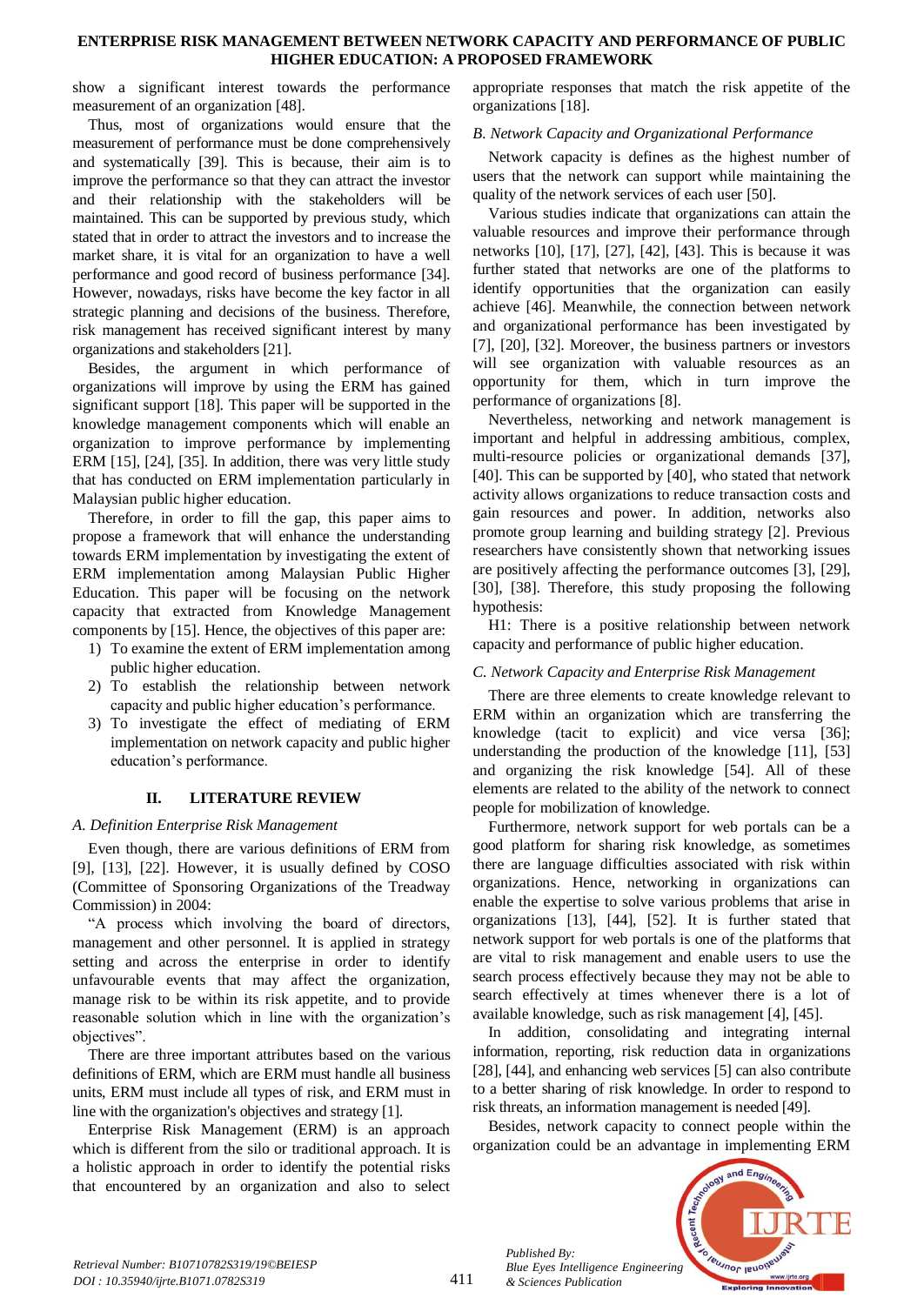show a significant interest towards the performance measurement of an organization [48].

Thus, most of organizations would ensure that the measurement of performance must be done comprehensively and systematically [39]. This is because, their aim is to improve the performance so that they can attract the investor and their relationship with the stakeholders will be maintained. This can be supported by previous study, which stated that in order to attract the investors and to increase the market share, it is vital for an organization to have a well performance and good record of business performance [34]. However, nowadays, risks have become the key factor in all strategic planning and decisions of the business. Therefore, risk management has received significant interest by many organizations and stakeholders [21].

Besides, the argument in which performance of organizations will improve by using the ERM has gained significant support [18]. This paper will be supported in the knowledge management components which will enable an organization to improve performance by implementing ERM [15], [24], [35]. In addition, there was very little study that has conducted on ERM implementation particularly in Malaysian public higher education.

Therefore, in order to fill the gap, this paper aims to propose a framework that will enhance the understanding towards ERM implementation by investigating the extent of ERM implementation among Malaysian Public Higher Education. This paper will be focusing on the network capacity that extracted from Knowledge Management components by [15]. Hence, the objectives of this paper are:

1) To examine the extent of ERM implementation among public higher education.
2) To establish the relationship between network capacity and public higher education's performance.
3) To investigate the effect of mediating of ERM implementation on network capacity and public higher education's performance.

## II. LITERATURE REVIEW

### *A. Definition Enterprise Risk Management*

Even though, there are various definitions of ERM from [9], [13], [22]. However, it is usually defined by COSO (Committee of Sponsoring Organizations of the Treadway Commission) in 2004:

"A process which involving the board of directors, management and other personnel. It is applied in strategy setting and across the enterprise in order to identify unfavourable events that may affect the organization, manage risk to be within its risk appetite, and to provide reasonable solution which in line with the organization's objectives".

There are three important attributes based on the various definitions of ERM, which are ERM must handle all business units, ERM must include all types of risk, and ERM must in line with the organization's objectives and strategy [1].

Enterprise Risk Management (ERM) is an approach which is different from the silo or traditional approach. It is a holistic approach in order to identify the potential risks that encountered by an organization and also to select appropriate responses that match the risk appetite of the organizations [18].

### *B. Network Capacity and Organizational Performance*

Network capacity is defines as the highest number of users that the network can support while maintaining the quality of the network services of each user [50].

Various studies indicate that organizations can attain the valuable resources and improve their performance through networks [10], [17], [27], [42], [43]. This is because it was further stated that networks are one of the platforms to identify opportunities that the organization can easily achieve [46]. Meanwhile, the connection between network and organizational performance has been investigated by [7], [20], [32]. Moreover, the business partners or investors will see organization with valuable resources as an opportunity for them, which in turn improve the performance of organizations [8].

Nevertheless, networking and network management is important and helpful in addressing ambitious, complex, multi-resource policies or organizational demands [37], [40]. This can be supported by [40], who stated that network activity allows organizations to reduce transaction costs and gain resources and power. In addition, networks also promote group learning and building strategy [2]. Previous researchers have consistently shown that networking issues are positively affecting the performance outcomes [3], [29], [30], [38]. Therefore, this study proposing the following hypothesis:

H1: There is a positive relationship between network capacity and performance of public higher education.

### *C. Network Capacity and Enterprise Risk Management*

There are three elements to create knowledge relevant to ERM within an organization which are transferring the knowledge (tacit to explicit) and vice versa [36]; understanding the production of the knowledge [11], [53] and organizing the risk knowledge [54]. All of these elements are related to the ability of the network to connect people for mobilization of knowledge.

Furthermore, network support for web portals can be a good platform for sharing risk knowledge, as sometimes there are language difficulties associated with risk within organizations. Hence, networking in organizations can enable the expertise to solve various problems that arise in organizations [13], [44], [52]. It is further stated that network support for web portals is one of the platforms that are vital to risk management and enable users to use the search process effectively because they may not be able to search effectively at times whenever there is a lot of available knowledge, such as risk management [4], [45].

In addition, consolidating and integrating internal information, reporting, risk reduction data in organizations [28], [44], and enhancing web services [5] can also contribute to a better sharing of risk knowledge. In order to respond to risk threats, an information management is needed [49].

Besides, network capacity to connect people within the organization could be an advantage in implementing ERM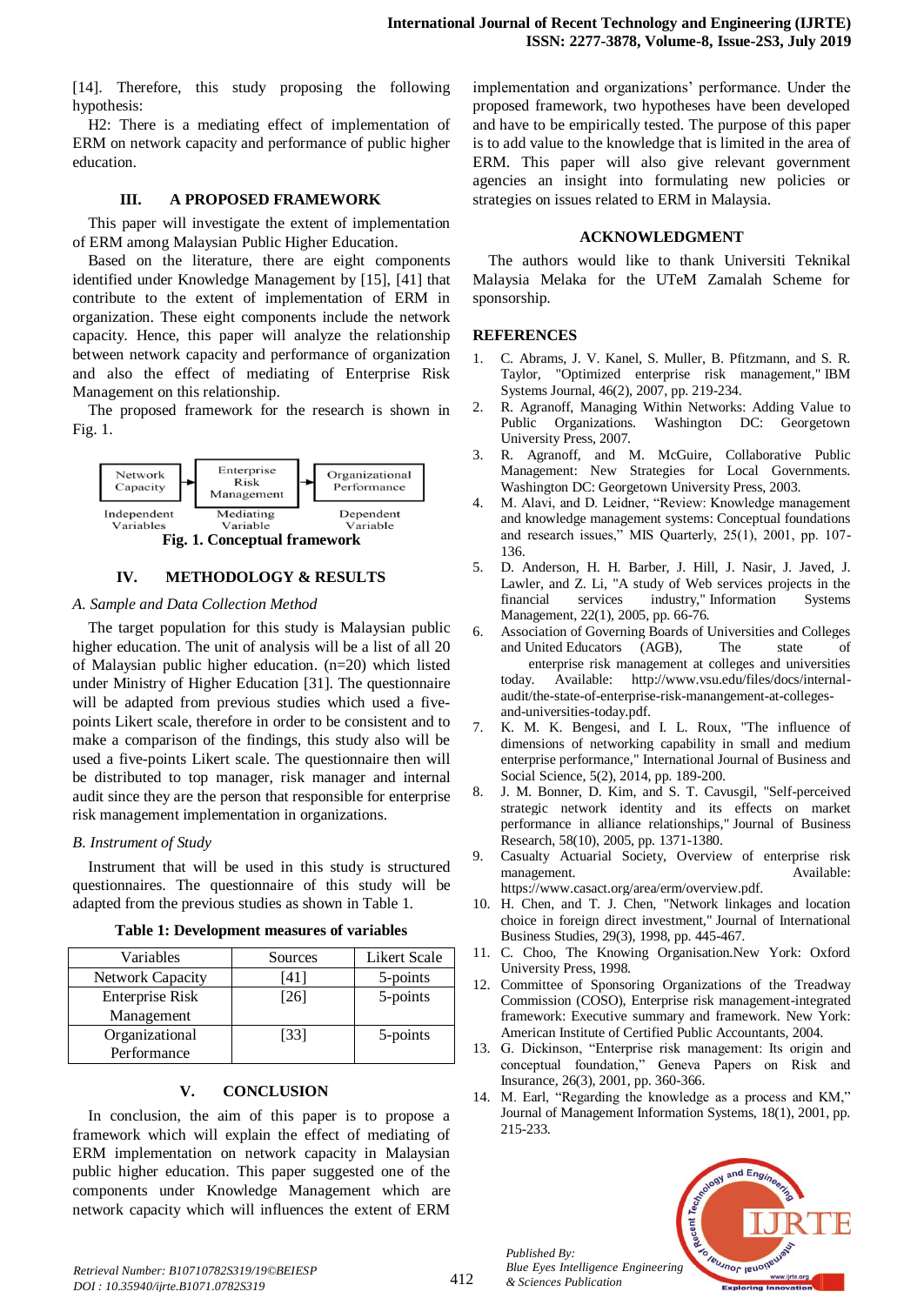[14]. Therefore, this study proposing the following hypothesis:

H2: There is a mediating effect of implementation of ERM on network capacity and performance of public higher education.

## III. A PROPOSED FRAMEWORK

This paper will investigate the extent of implementation of ERM among Malaysian Public Higher Education.

Based on the literature, there are eight components identified under Knowledge Management by [15], [41] that contribute to the extent of implementation of ERM in organization. These eight components include the network capacity. Hence, this paper will analyze the relationship between network capacity and performance of organization and also the effect of mediating of Enterprise Risk Management on this relationship.

The proposed framework for the research is shown in Fig. 1.

Network Capacity → Enterprise Risk Management → Organizational Performance

Independent Variables | Mediating Variable | Dependent Variable

**Fig. 1. Conceptual framework**

## IV. METHODOLOGY & RESULTS

### *A. Sample and Data Collection Method*

The target population for this study is Malaysian public higher education. The unit of analysis will be a list of all 20 of Malaysian public higher education. (n=20) which listed under Ministry of Higher Education [31]. The questionnaire will be adapted from previous studies which used a five-points Likert scale, therefore in order to be consistent and to make a comparison of the findings, this study also will be used a five-points Likert scale. The questionnaire then will be distributed to top manager, risk manager and internal audit since they are the person that responsible for enterprise risk management implementation in organizations.

### *B. Instrument of Study*

Instrument that will be used in this study is structured questionnaires. The questionnaire of this study will be adapted from the previous studies as shown in Table 1.

**Table 1: Development measures of variables**

| Variables | Sources | Likert Scale |
|---|---|---|
| Network Capacity | [41] | 5-points |
| Enterprise Risk Management | [26] | 5-points |
| Organizational Performance | [33] | 5-points |

## V. CONCLUSION

In conclusion, the aim of this paper is to propose a framework which will explain the effect of mediating of ERM implementation on network capacity in Malaysian public higher education. This paper suggested one of the components under Knowledge Management which are network capacity which will influences the extent of ERM implementation and organizations' performance. Under the proposed framework, two hypotheses have been developed and have to be empirically tested. The purpose of this paper is to add value to the knowledge that is limited in the area of ERM. This paper will also give relevant government agencies an insight into formulating new policies or strategies on issues related to ERM in Malaysia.

## ACKNOWLEDGMENT

The authors would like to thank Universiti Teknikal Malaysia Melaka for the UTeM Zamalah Scheme for sponsorship.

## REFERENCES

1. C. Abrams, J. V. Kanel, S. Muller, B. Pfitzmann, and S. R. Taylor, "Optimized enterprise risk management," IBM Systems Journal, 46(2), 2007, pp. 219-234.
2. R. Agranoff, Managing Within Networks: Adding Value to Public Organizations. Washington DC: Georgetown University Press, 2007.
3. R. Agranoff, and M. McGuire, Collaborative Public Management: New Strategies for Local Governments. Washington DC: Georgetown University Press, 2003.
4. M. Alavi, and D. Leidner, "Review: Knowledge management and knowledge management systems: Conceptual foundations and research issues," MIS Quarterly, 25(1), 2001, pp. 107-136.
5. D. Anderson, H. H. Barber, J. Hill, J. Nasir, J. Javed, J. Lawler, and Z. Li, "A study of Web services projects in the financial services industry," Information Systems Management, 22(1), 2005, pp. 66-76.
6. Association of Governing Boards of Universities and Colleges and United Educators (AGB), The state of enterprise risk management at colleges and universities today. Available: http://www.vsu.edu/files/docs/internal-audit/the-state-of-enterprise-risk-manangement-at-colleges-and-universities-today.pdf.
7. K. M. K. Bengesi, and I. L. Roux, "The influence of dimensions of networking capability in small and medium enterprise performance," International Journal of Business and Social Science, 5(2), 2014, pp. 189-200.
8. J. M. Bonner, D. Kim, and S. T. Cavusgil, "Self-perceived strategic network identity and its effects on market performance in alliance relationships," Journal of Business Research, 58(10), 2005, pp. 1371-1380.
9. Casualty Actuarial Society, Overview of enterprise risk management. Available: https://www.casact.org/area/erm/overview.pdf.
10. H. Chen, and T. J. Chen, "Network linkages and location choice in foreign direct investment," Journal of International Business Studies, 29(3), 1998, pp. 445-467.
11. C. Choo, The Knowing Organisation.New York: Oxford University Press, 1998.
12. Committee of Sponsoring Organizations of the Treadway Commission (COSO), Enterprise risk management-integrated framework: Executive summary and framework. New York: American Institute of Certified Public Accountants, 2004.
13. G. Dickinson, "Enterprise risk management: Its origin and conceptual foundation," Geneva Papers on Risk and Insurance, 26(3), 2001, pp. 360-366.
14. M. Earl, "Regarding the knowledge as a process and KM," Journal of Management Information Systems, 18(1), 2001, pp. 215-233.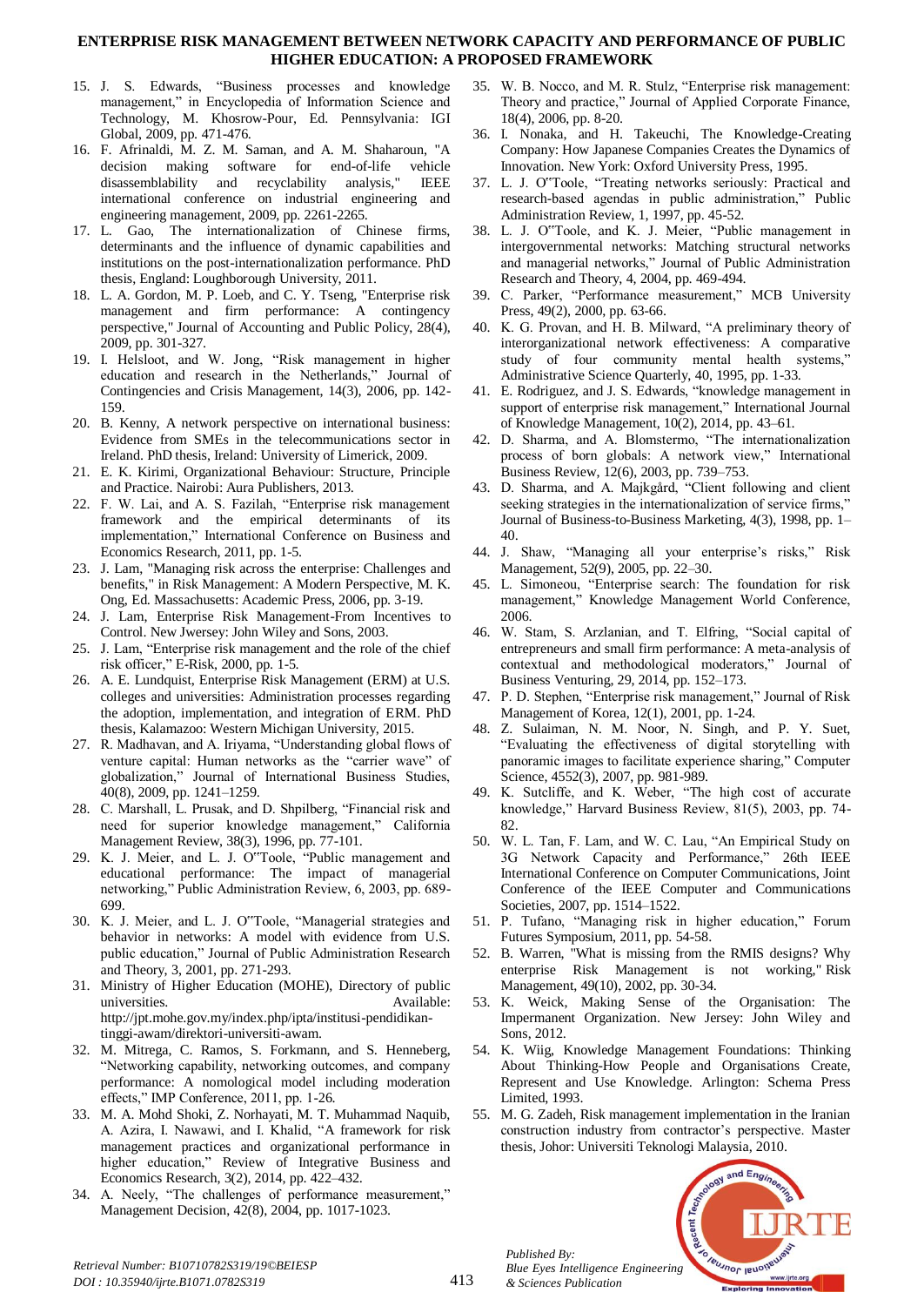15. J. S. Edwards, "Business processes and knowledge management," in Encyclopedia of Information Science and Technology, M. Khosrow-Pour, Ed. Pennsylvania: IGI Global, 2009, pp. 471-476.
16. F. Afrinaldi, M. Z. M. Saman, and A. M. Shaharoun, "A decision making software for end-of-life vehicle disassemblability and recyclability analysis," IEEE international conference on industrial engineering and engineering management, 2009, pp. 2261-2265.
17. L. Gao, The internationalization of Chinese firms, determinants and the influence of dynamic capabilities and institutions on the post-internationalization performance. PhD thesis, England: Loughborough University, 2011.
18. L. A. Gordon, M. P. Loeb, and C. Y. Tseng, "Enterprise risk management and firm performance: A contingency perspective," Journal of Accounting and Public Policy, 28(4), 2009, pp. 301-327.
19. I. Helsloot, and W. Jong, "Risk management in higher education and research in the Netherlands," Journal of Contingencies and Crisis Management, 14(3), 2006, pp. 142-159.
20. B. Kenny, A network perspective on international business: Evidence from SMEs in the telecommunications sector in Ireland. PhD thesis, Ireland: University of Limerick, 2009.
21. E. K. Kirimi, Organizational Behaviour: Structure, Principle and Practice. Nairobi: Aura Publishers, 2013.
22. F. W. Lai, and A. S. Fazilah, "Enterprise risk management framework and the empirical determinants of its implementation," International Conference on Business and Economics Research, 2011, pp. 1-5.
23. J. Lam, "Managing risk across the enterprise: Challenges and benefits," in Risk Management: A Modern Perspective, M. K. Ong, Ed. Massachusetts: Academic Press, 2006, pp. 3-19.
24. J. Lam, Enterprise Risk Management-From Incentives to Control. New Jwersey: John Wiley and Sons, 2003.
25. J. Lam, "Enterprise risk management and the role of the chief risk officer," E-Risk, 2000, pp. 1-5.
26. A. E. Lundquist, Enterprise Risk Management (ERM) at U.S. colleges and universities: Administration processes regarding the adoption, implementation, and integration of ERM. PhD thesis, Kalamazoo: Western Michigan University, 2015.
27. R. Madhavan, and A. Iriyama, "Understanding global flows of venture capital: Human networks as the "carrier wave" of globalization," Journal of International Business Studies, 40(8), 2009, pp. 1241–1259.
28. C. Marshall, L. Prusak, and D. Shpilberg, "Financial risk and need for superior knowledge management," California Management Review, 38(3), 1996, pp. 77-101.
29. K. J. Meier, and L. J. O"Toole, "Public management and educational performance: The impact of managerial networking," Public Administration Review, 6, 2003, pp. 689-699.
30. K. J. Meier, and L. J. O"Toole, "Managerial strategies and behavior in networks: A model with evidence from U.S. public education," Journal of Public Administration Research and Theory, 3, 2001, pp. 271-293.
31. Ministry of Higher Education (MOHE), Directory of public universities. Available: http://jpt.mohe.gov.my/index.php/ipta/institusi-pendidikan-tinggi-awam/direktori-universiti-awam.
32. M. Mitrega, C. Ramos, S. Forkmann, and S. Henneberg, "Networking capability, networking outcomes, and company performance: A nomological model including moderation effects," IMP Conference, 2011, pp. 1-26.
33. M. A. Mohd Shoki, Z. Norhayati, M. T. Muhammad Naquib, A. Azira, I. Nawawi, and I. Khalid, "A framework for risk management practices and organizational performance in higher education," Review of Integrative Business and Economics Research, 3(2), 2014, pp. 422–432.
34. A. Neely, "The challenges of performance measurement," Management Decision, 42(8), 2004, pp. 1017-1023.
35. W. B. Nocco, and M. R. Stulz, "Enterprise risk management: Theory and practice," Journal of Applied Corporate Finance, 18(4), 2006, pp. 8-20.
36. I. Nonaka, and H. Takeuchi, The Knowledge-Creating Company: How Japanese Companies Creates the Dynamics of Innovation. New York: Oxford University Press, 1995.
37. L. J. O"Toole, "Treating networks seriously: Practical and research-based agendas in public administration," Public Administration Review, 1, 1997, pp. 45-52.
38. L. J. O"Toole, and K. J. Meier, "Public management in intergovernmental networks: Matching structural networks and managerial networks," Journal of Public Administration Research and Theory, 4, 2004, pp. 469-494.
39. C. Parker, "Performance measurement," MCB University Press, 49(2), 2000, pp. 63-66.
40. K. G. Provan, and H. B. Milward, "A preliminary theory of interorganizational network effectiveness: A comparative study of four community mental health systems," Administrative Science Quarterly, 40, 1995, pp. 1-33.
41. E. Rodriguez, and J. S. Edwards, "knowledge management in support of enterprise risk management," International Journal of Knowledge Management, 10(2), 2014, pp. 43–61.
42. D. Sharma, and A. Blomstermo, "The internationalization process of born globals: A network view," International Business Review, 12(6), 2003, pp. 739–753.
43. D. Sharma, and A. Majkgård, "Client following and client seeking strategies in the internationalization of service firms," Journal of Business-to-Business Marketing, 4(3), 1998, pp. 1–40.
44. J. Shaw, "Managing all your enterprise's risks," Risk Management, 52(9), 2005, pp. 22–30.
45. L. Simoneou, "Enterprise search: The foundation for risk management," Knowledge Management World Conference, 2006.
46. W. Stam, S. Arzlanian, and T. Elfring, "Social capital of entrepreneurs and small firm performance: A meta-analysis of contextual and methodological moderators," Journal of Business Venturing, 29, 2014, pp. 152–173.
47. P. D. Stephen, "Enterprise risk management," Journal of Risk Management of Korea, 12(1), 2001, pp. 1-24.
48. Z. Sulaiman, N. M. Noor, N. Singh, and P. Y. Suet, "Evaluating the effectiveness of digital storytelling with panoramic images to facilitate experience sharing," Computer Science, 4552(3), 2007, pp. 981-989.
49. K. Sutcliffe, and K. Weber, "The high cost of accurate knowledge," Harvard Business Review, 81(5), 2003, pp. 74-82.
50. W. L. Tan, F. Lam, and W. C. Lau, "An Empirical Study on 3G Network Capacity and Performance," 26th IEEE International Conference on Computer Communications, Joint Conference of the IEEE Computer and Communications Societies, 2007, pp. 1514–1522.
51. P. Tufano, "Managing risk in higher education," Forum Futures Symposium, 2011, pp. 54-58.
52. B. Warren, "What is missing from the RMIS designs? Why enterprise Risk Management is not working," Risk Management, 49(10), 2002, pp. 30-34.
53. K. Weick, Making Sense of the Organisation: The Impermanent Organization. New Jersey: John Wiley and Sons, 2012.
54. K. Wiig, Knowledge Management Foundations: Thinking About Thinking-How People and Organisations Create, Represent and Use Knowledge. Arlington: Schema Press Limited, 1993.
55. M. G. Zadeh, Risk management implementation in the Iranian construction industry from contractor's perspective. Master thesis, Johor: Universiti Teknologi Malaysia, 2010.